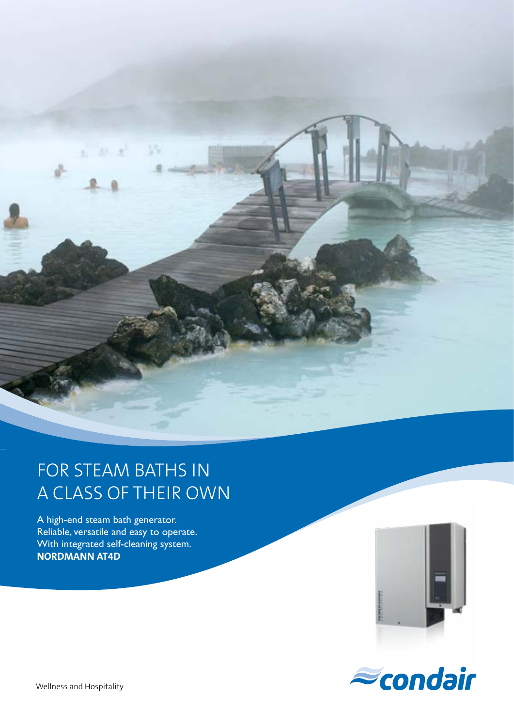# FOR STEAM BATHS IN A CLASS OF THEIR OWN

A high-end steam bath generator.
Reliable, versatile and easy to operate.
With integrated self-cleaning system.
**NORDMANN AT4D**

condair

Wellness and Hospitality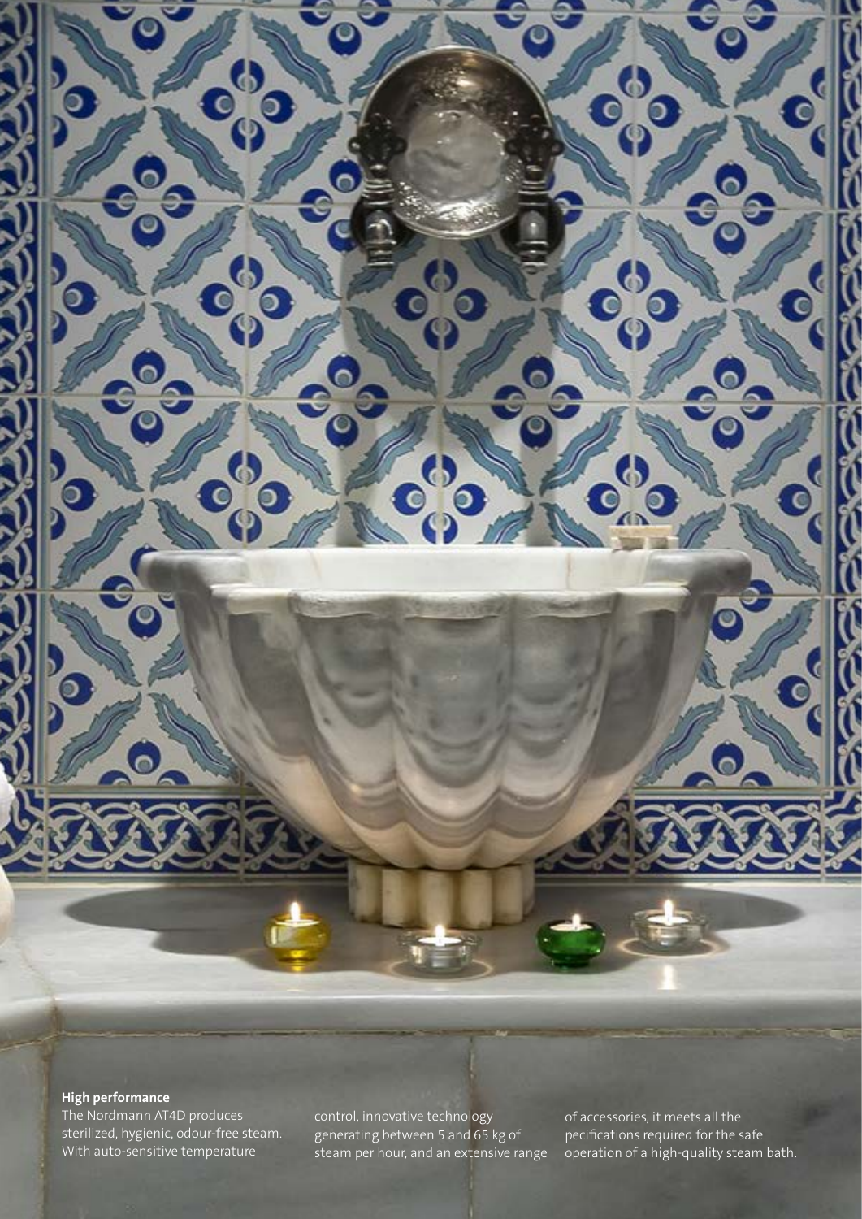**High performance**

The Nordmann AT4D produces sterilized, hygienic, odour-free steam. With auto-sensitive temperature control, innovative technology generating between 5 and 65 kg of steam per hour, and an extensive range of accessories, it meets all the pecifications required for the safe operation of a high-quality steam bath.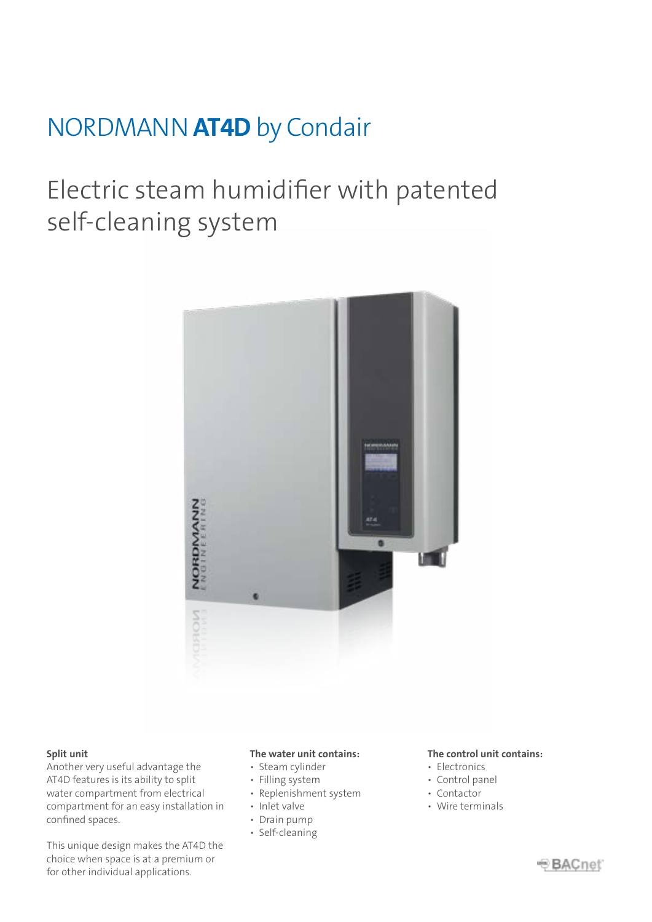# NORDMANN **AT4D** by Condair

## Electric steam humidifier with patented self-cleaning system

**Split unit**

Another very useful advantage the AT4D features is its ability to split water compartment from electrical compartment for an easy installation in confined spaces.

This unique design makes the AT4D the choice when space is at a premium or for other individual applications.

**The water unit contains:**

- Steam cylinder
- Filling system
- Replenishment system
- Inlet valve
- Drain pump
- Self-cleaning

**The control unit contains:**

- Electronics
- Control panel
- Contactor
- Wire terminals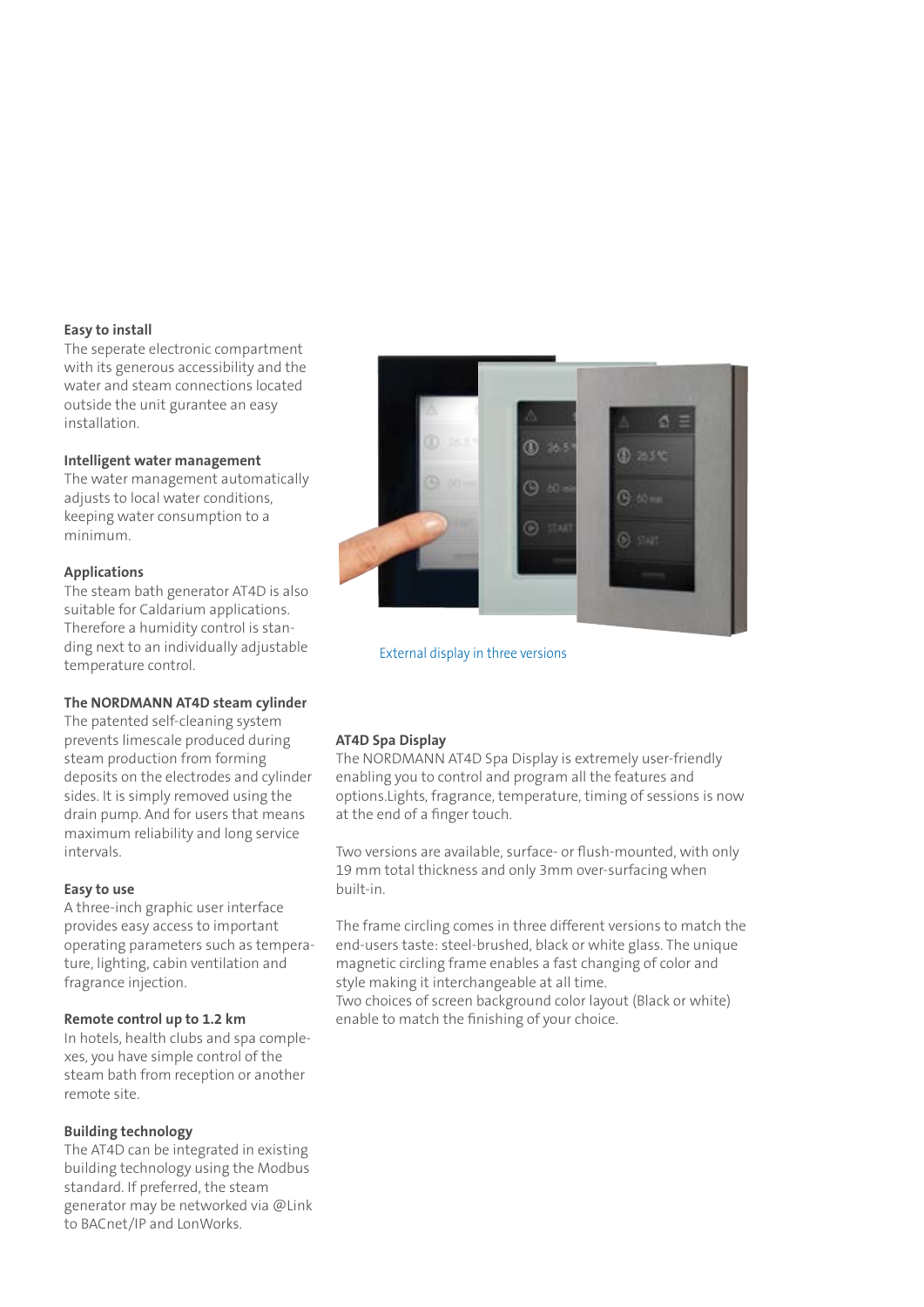### Easy to install

The seperate electronic compartment with its generous accessibility and the water and steam connections located outside the unit gurantee an easy installation.

### Intelligent water management

The water management automatically adjusts to local water conditions, keeping water consumption to a minimum.

### Applications

The steam bath generator AT4D is also suitable for Caldarium applications. Therefore a humidity control is standing next to an individually adjustable temperature control.

### The NORDMANN AT4D steam cylinder

The patented self-cleaning system prevents limescale produced during steam production from forming deposits on the electrodes and cylinder sides. It is simply removed using the drain pump. And for users that means maximum reliability and long service intervals.

### Easy to use

A three-inch graphic user interface provides easy access to important operating parameters such as temperature, lighting, cabin ventilation and fragrance injection.

### Remote control up to 1.2 km

In hotels, health clubs and spa complexes, you have simple control of the steam bath from reception or another remote site.

### Building technology

The AT4D can be integrated in existing building technology using the Modbus standard. If preferred, the steam generator may be networked via @Link to BACnet/IP and LonWorks.

External display in three versions

### AT4D Spa Display

The NORDMANN AT4D Spa Display is extremely user-friendly enabling you to control and program all the features and options.Lights, fragrance, temperature, timing of sessions is now at the end of a finger touch.

Two versions are available, surface- or flush-mounted, with only 19 mm total thickness and only 3mm over-surfacing when built-in.

The frame circling comes in three different versions to match the end-users taste: steel-brushed, black or white glass. The unique magnetic circling frame enables a fast changing of color and style making it interchangeable at all time.
Two choices of screen background color layout (Black or white) enable to match the finishing of your choice.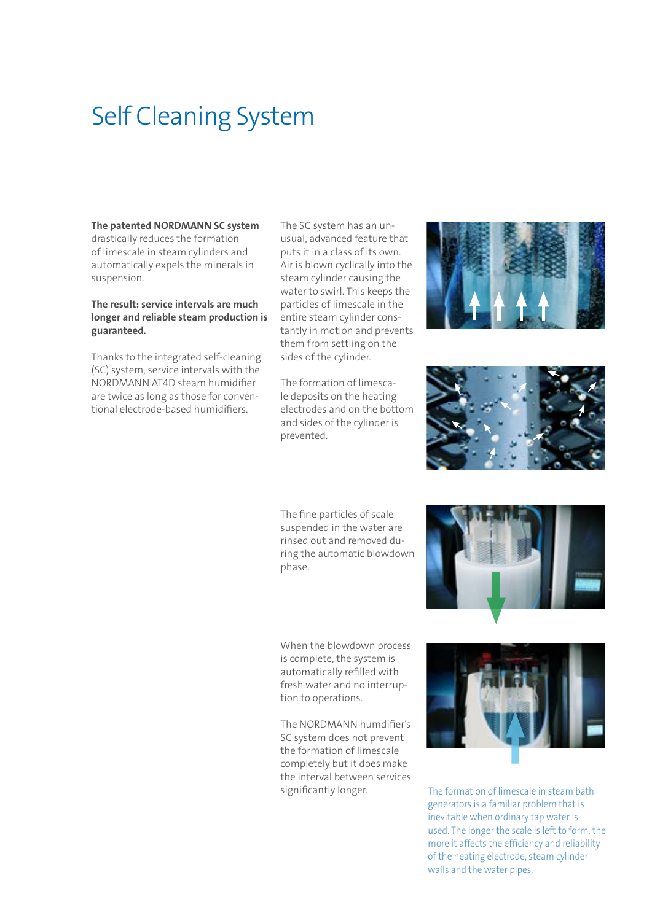# Self Cleaning System

**The patented NORDMANN SC system** drastically reduces the formation of limescale in steam cylinders and automatically expels the minerals in suspension.

**The result: service intervals are much longer and reliable steam production is guaranteed.**

Thanks to the integrated self-cleaning (SC) system, service intervals with the NORDMANN AT4D steam humidifier are twice as long as those for conventional electrode-based humidifiers.

The SC system has an unusual, advanced feature that puts it in a class of its own. Air is blown cyclically into the steam cylinder causing the water to swirl. This keeps the particles of limescale in the entire steam cylinder constantly in motion and prevents them from settling on the sides of the cylinder.

The formation of limescale deposits on the heating electrodes and on the bottom and sides of the cylinder is prevented.

The fine particles of scale suspended in the water are rinsed out and removed during the automatic blowdown phase.

When the blowdown process is complete, the system is automatically refilled with fresh water and no interruption to operations.

The NORDMANN humdifier's SC system does not prevent the formation of limescale completely but it does make the interval between services significantly longer.

The formation of limescale in steam bath generators is a familiar problem that is inevitable when ordinary tap water is used. The longer the scale is left to form, the more it affects the efficiency and reliability of the heating electrode, steam cylinder walls and the water pipes.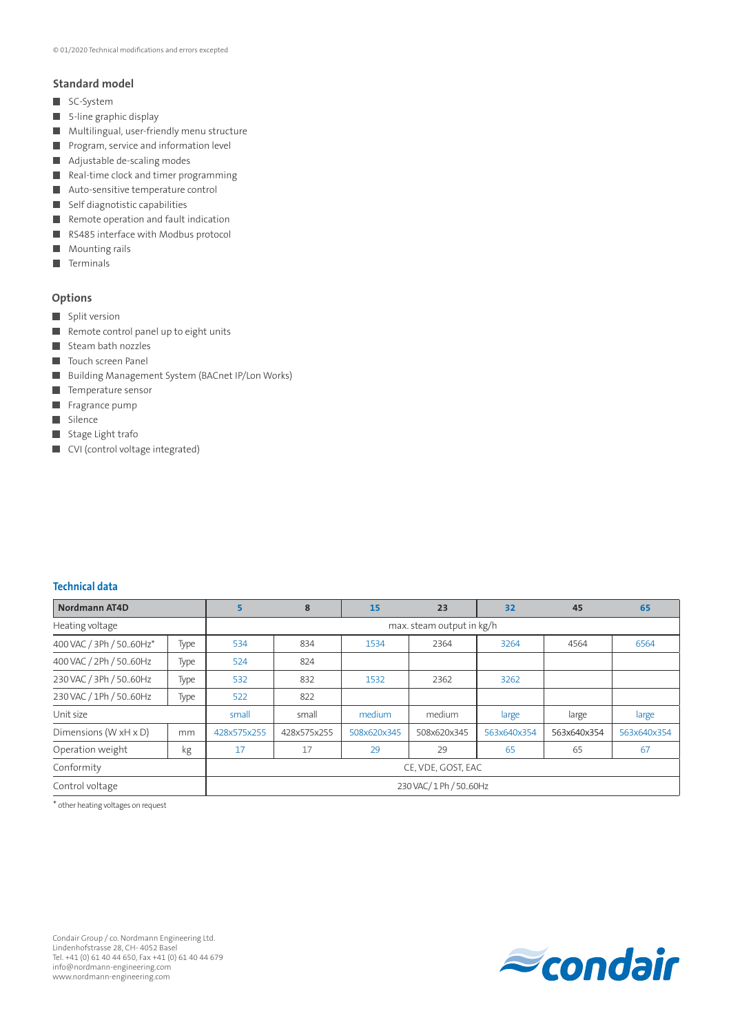© 01/2020 Technical modifications and errors excepted

## Standard model

- SC-System
- 5-line graphic display
- Multilingual, user-friendly menu structure
- Program, service and information level
- Adjustable de-scaling modes
- Real-time clock and timer programming
- Auto-sensitive temperature control
- Self diagnotistic capabilities
- Remote operation and fault indication
- RS485 interface with Modbus protocol
- Mounting rails
- Terminals

## Options

- Split version
- Remote control panel up to eight units
- Steam bath nozzles
- Touch screen Panel
- Building Management System (BACnet IP/Lon Works)
- Temperature sensor
- Fragrance pump
- Silence
- Stage Light trafo
- CVI (control voltage integrated)

## Technical data

| Nordmann AT4D | | 5 | 8 | 15 | 23 | 32 | 45 | 65 |
|---|---|---|---|---|---|---|---|---|
| Heating voltage | | max. steam output in kg/h | | | | | | |
| 400 VAC / 3Ph / 50..60Hz* | Type | 534 | 834 | 1534 | 2364 | 3264 | 4564 | 6564 |
| 400 VAC / 2Ph / 50..60Hz | Type | 524 | 824 | | | | | |
| 230 VAC / 3Ph / 50..60Hz | Type | 532 | 832 | 1532 | 2362 | 3262 | | |
| 230 VAC / 1Ph / 50..60Hz | Type | 522 | 822 | | | | | |
| Unit size | | small | small | medium | medium | large | large | large |
| Dimensions (W xH x D) | mm | 428x575x255 | 428x575x255 | 508x620x345 | 508x620x345 | 563x640x354 | 563x640x354 | 563x640x354 |
| Operation weight | kg | 17 | 17 | 29 | 29 | 65 | 65 | 67 |
| Conformity | | CE, VDE, GOST, EAC | | | | | | |
| Control voltage | | 230 VAC/ 1 Ph / 50..60Hz | | | | | | |

* other heating voltages on request

Condair Group / co. Nordmann Engineering Ltd.
Lindenhofstrasse 28, CH- 4052 Basel
Tel. +41 (0) 61 40 44 650, Fax +41 (0) 61 40 44 679
info@nordmann-engineering.com
www.nordmann-engineering.com

condair